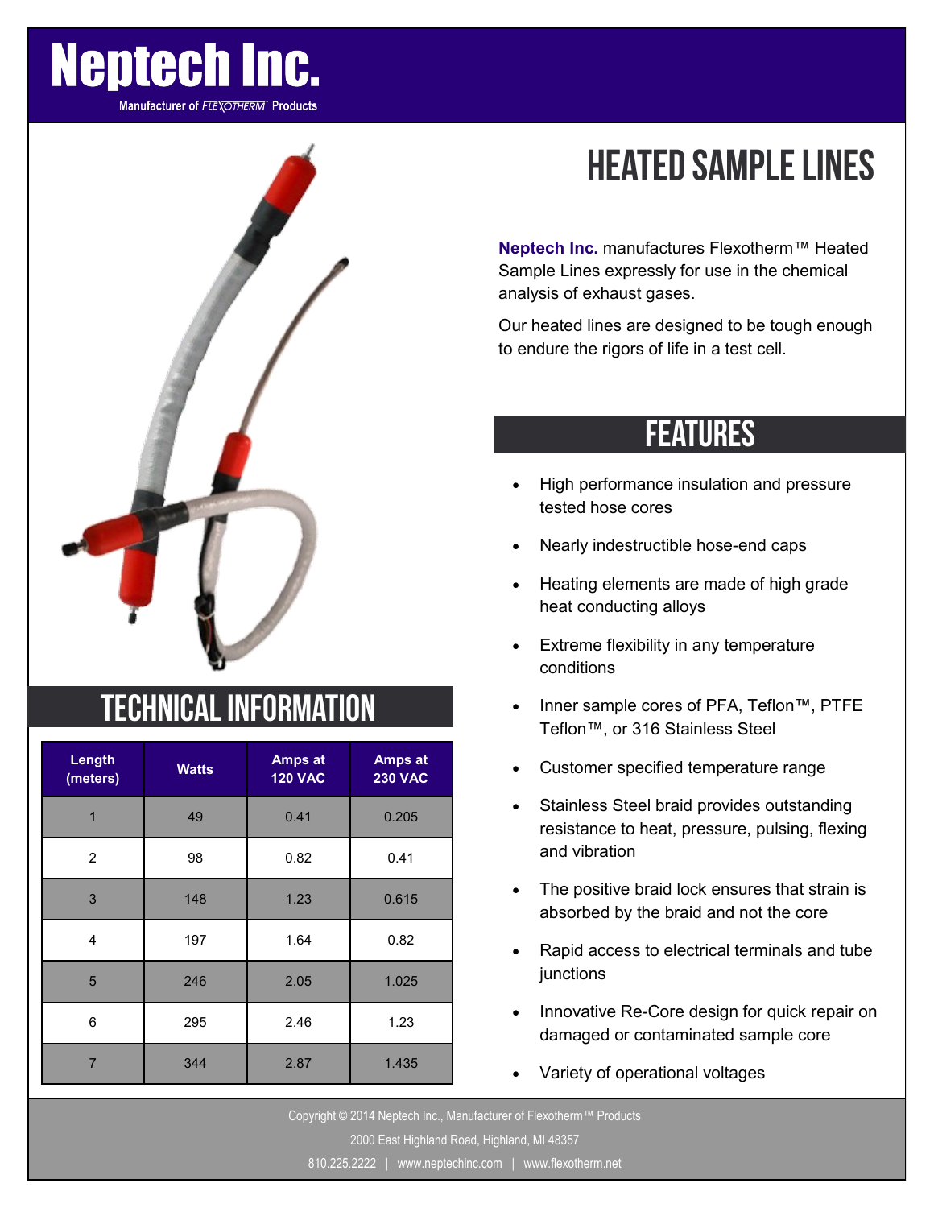# Neptech Inc.

Manufacturer of FLEXOTHERM Products

# HEATED SAMPLE LINES

**Neptech Inc.** manufactures Flexotherm™ Heated Sample Lines expressly for use in the chemical analysis of exhaust gases.

Our heated lines are designed to be tough enough to endure the rigors of life in a test cell.

## TECHNICAL INFORMATION

| Length (meters) | Watts | Amps at 120 VAC | Amps at 230 VAC |
|---|---|---|---|
| 1 | 49 | 0.41 | 0.205 |
| 2 | 98 | 0.82 | 0.41 |
| 3 | 148 | 1.23 | 0.615 |
| 4 | 197 | 1.64 | 0.82 |
| 5 | 246 | 2.05 | 1.025 |
| 6 | 295 | 2.46 | 1.23 |
| 7 | 344 | 2.87 | 1.435 |

## FEATURES

- High performance insulation and pressure tested hose cores
- Nearly indestructible hose-end caps
- Heating elements are made of high grade heat conducting alloys
- Extreme flexibility in any temperature conditions
- Inner sample cores of PFA, Teflon™, PTFE Teflon™, or 316 Stainless Steel
- Customer specified temperature range
- Stainless Steel braid provides outstanding resistance to heat, pressure, pulsing, flexing and vibration
- The positive braid lock ensures that strain is absorbed by the braid and not the core
- Rapid access to electrical terminals and tube junctions
- Innovative Re-Core design for quick repair on damaged or contaminated sample core
- Variety of operational voltages

Copyright © 2014 Neptech Inc., Manufacturer of Flexotherm™ Products

2000 East Highland Road, Highland, MI 48357

810.225.2222 | www.neptechinc.com | www.flexotherm.net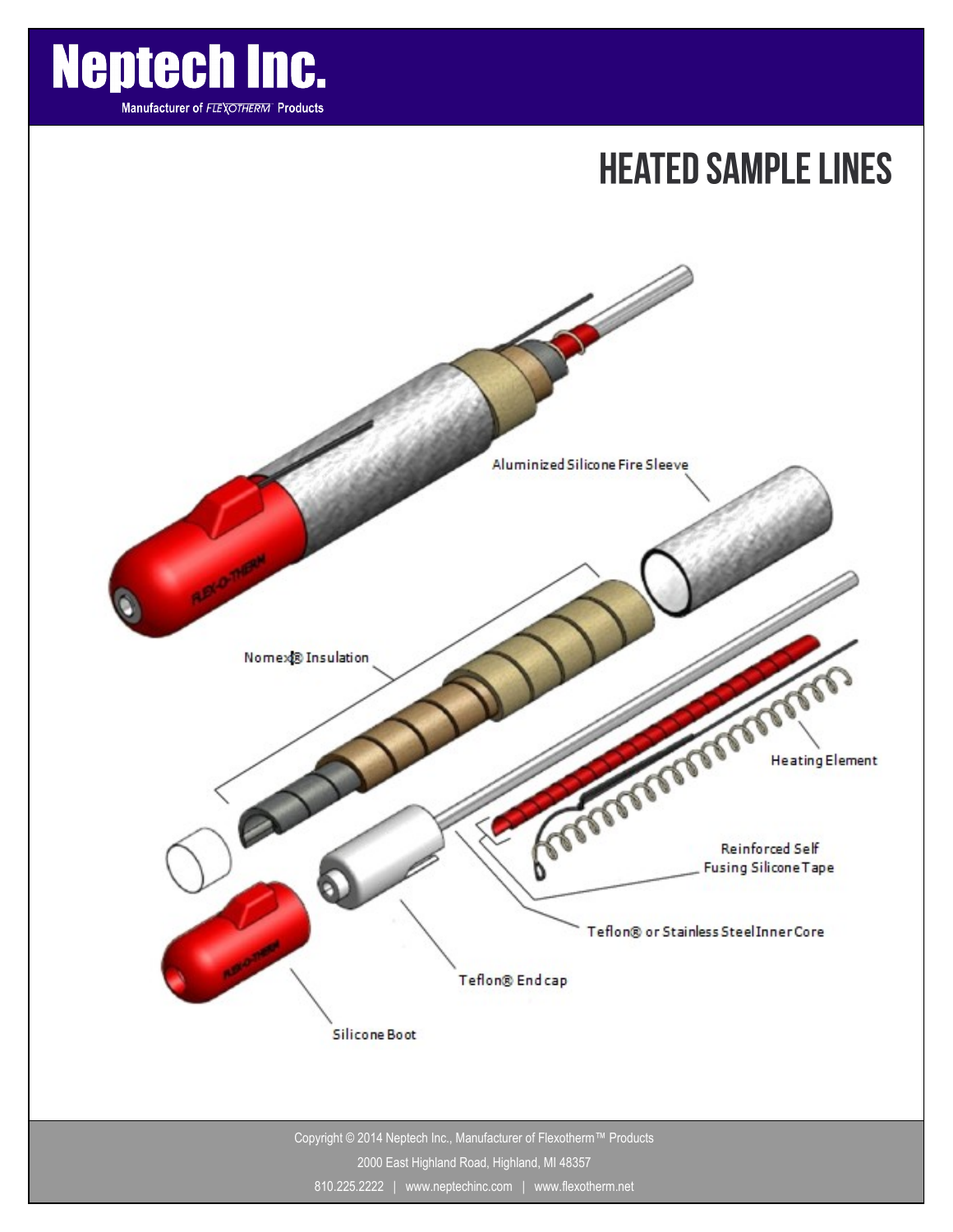# HEATED SAMPLE LINES

Aluminized Silicone Fire Sleeve

Nomex® Insulation

Heating Element

Reinforced Self Fusing Silicone Tape

Teflon® or Stainless Steel Inner Core

Teflon® End cap

Silicone Boot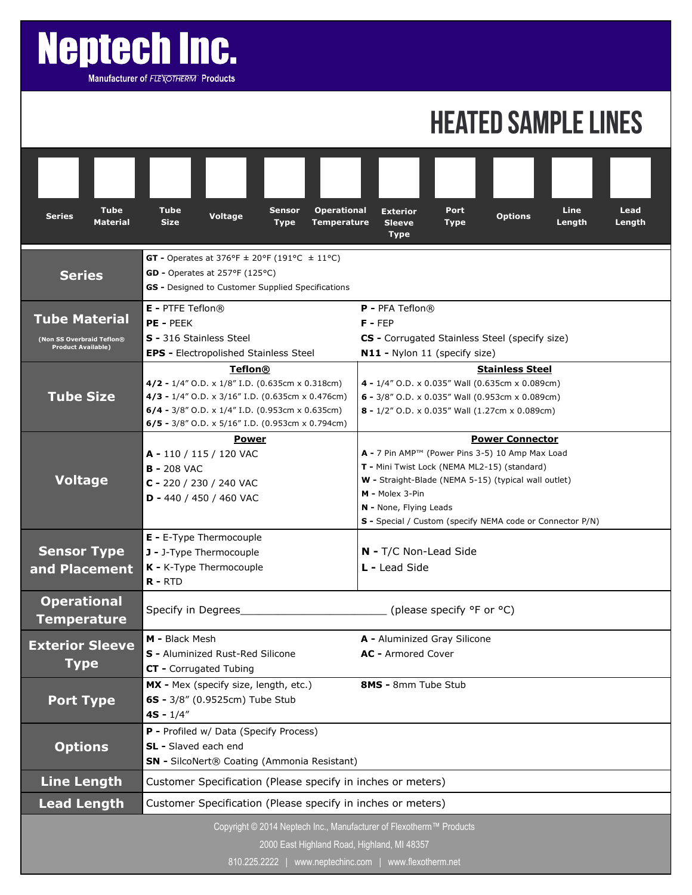# Neptech Inc.

Manufacturer of FLEXOTHERM Products

## HEATED SAMPLE LINES

| Series | Tube Material | Tube Size | Voltage | Sensor Type | Operational Temperature | Exterior Sleeve Type | Port Type | Options | Line Length | Lead Length |
|---|---|---|---|---|---|---|---|---|---|---|
| | | | | | | | | | | |

| | | |
|---|---|---|
| **Series** | **GT -** Operates at 376°F ± 20°F (191°C ± 11°C)<br>**GD -** Operates at 257°F (125°C)<br>**GS -** Designed to Customer Supplied Specifications | |
| **Tube Material**<br>(Non SS Overbraid Teflon® Product Available) | **E -** PTFE Teflon®<br>**PE -** PEEK<br>**S -** 316 Stainless Steel<br>**EPS -** Electropolished Stainless Steel | **P -** PFA Teflon®<br>**F -** FEP<br>**CS -** Corrugated Stainless Steel (specify size)<br>**N11 -** Nylon 11 (specify size) |
| **Tube Size** | **Teflon®**<br>**4/2 -** 1/4" O.D. x 1/8" I.D. (0.635cm x 0.318cm)<br>**4/3 -** 1/4" O.D. x 3/16" I.D. (0.635cm x 0.476cm)<br>**6/4 -** 3/8" O.D. x 1/4" I.D. (0.953cm x 0.635cm)<br>**6/5 -** 3/8" O.D. x 5/16" I.D. (0.953cm x 0.794cm) | **Stainless Steel**<br>**4 -** 1/4" O.D. x 0.035" Wall (0.635cm x 0.089cm)<br>**6 -** 3/8" O.D. x 0.035" Wall (0.953cm x 0.089cm)<br>**8 -** 1/2" O.D. x 0.035" Wall (1.27cm x 0.089cm) |
| **Voltage** | **Power**<br>**A -** 110 / 115 / 120 VAC<br>**B -** 208 VAC<br>**C -** 220 / 230 / 240 VAC<br>**D -** 440 / 450 / 460 VAC | **Power Connector**<br>**A -** 7 Pin AMP™ (Power Pins 3-5) 10 Amp Max Load<br>**T -** Mini Twist Lock (NEMA ML2-15) (standard)<br>**W -** Straight-Blade (NEMA 5-15) (typical wall outlet)<br>**M -** Molex 3-Pin<br>**N -** None, Flying Leads<br>**S -** Special / Custom (specify NEMA code or Connector P/N) |
| **Sensor Type and Placement** | **E -** E-Type Thermocouple<br>**J -** J-Type Thermocouple<br>**K -** K-Type Thermocouple<br>**R -** RTD | **N -** T/C Non-Lead Side<br>**L -** Lead Side |
| **Operational Temperature** | Specify in Degrees______________________ (please specify °F or °C) | |
| **Exterior Sleeve Type** | **M -** Black Mesh<br>**S -** Aluminized Rust-Red Silicone<br>**CT -** Corrugated Tubing | **A -** Aluminized Gray Silicone<br>**AC -** Armored Cover |
| **Port Type** | **MX -** Mex (specify size, length, etc.)<br>**6S -** 3/8" (0.9525cm) Tube Stub<br>**4S -** 1/4" | **8MS -** 8mm Tube Stub |
| **Options** | **P -** Profiled w/ Data (Specify Process)<br>**SL -** Slaved each end<br>**SN -** SilcoNert® Coating (Ammonia Resistant) | |
| **Line Length** | Customer Specification (Please specify in inches or meters) | |
| **Lead Length** | Customer Specification (Please specify in inches or meters) | |

Copyright © 2014 Neptech Inc., Manufacturer of Flexotherm™ Products

2000 East Highland Road, Highland, MI 48357

810.225.2222 | www.neptechinc.com | www.flexotherm.net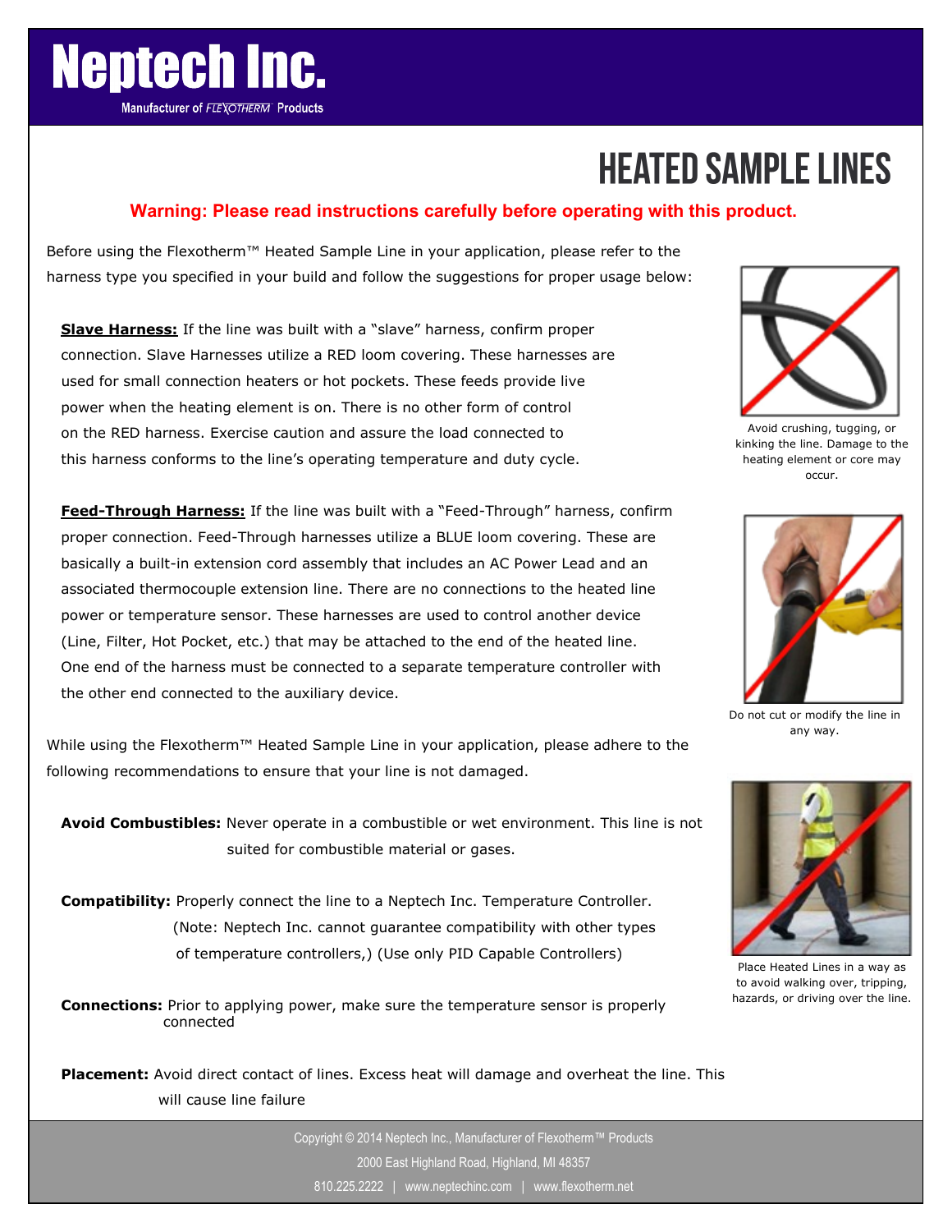# Neptech Inc.

Manufacturer of *FLEXOTHERM* Products

# HEATED SAMPLE LINES

**Warning: Please read instructions carefully before operating with this product.**

Before using the Flexotherm™ Heated Sample Line in your application, please refer to the harness type you specified in your build and follow the suggestions for proper usage below:

**Slave Harness:** If the line was built with a "slave" harness, confirm proper connection. Slave Harnesses utilize a RED loom covering. These harnesses are used for small connection heaters or hot pockets. These feeds provide live power when the heating element is on. There is no other form of control on the RED harness. Exercise caution and assure the load connected to this harness conforms to the line's operating temperature and duty cycle.

**Feed-Through Harness:** If the line was built with a "Feed-Through" harness, confirm proper connection. Feed-Through harnesses utilize a BLUE loom covering. These are basically a built-in extension cord assembly that includes an AC Power Lead and an associated thermocouple extension line. There are no connections to the heated line power or temperature sensor. These harnesses are used to control another device (Line, Filter, Hot Pocket, etc.) that may be attached to the end of the heated line. One end of the harness must be connected to a separate temperature controller with the other end connected to the auxiliary device.

While using the Flexotherm™ Heated Sample Line in your application, please adhere to the following recommendations to ensure that your line is not damaged.

**Avoid Combustibles:** Never operate in a combustible or wet environment. This line is not suited for combustible material or gases.

**Compatibility:** Properly connect the line to a Neptech Inc. Temperature Controller. (Note: Neptech Inc. cannot guarantee compatibility with other types of temperature controllers,) (Use only PID Capable Controllers)

**Connections:** Prior to applying power, make sure the temperature sensor is properly connected

**Placement:** Avoid direct contact of lines. Excess heat will damage and overheat the line. This will cause line failure

Avoid crushing, tugging, or kinking the line. Damage to the heating element or core may occur.

Do not cut or modify the line in any way.

Place Heated Lines in a way as to avoid walking over, tripping, hazards, or driving over the line.

Copyright © 2014 Neptech Inc., Manufacturer of Flexotherm™ Products

2000 East Highland Road, Highland, MI 48357

810.225.2222 | www.neptechinc.com | www.flexotherm.net